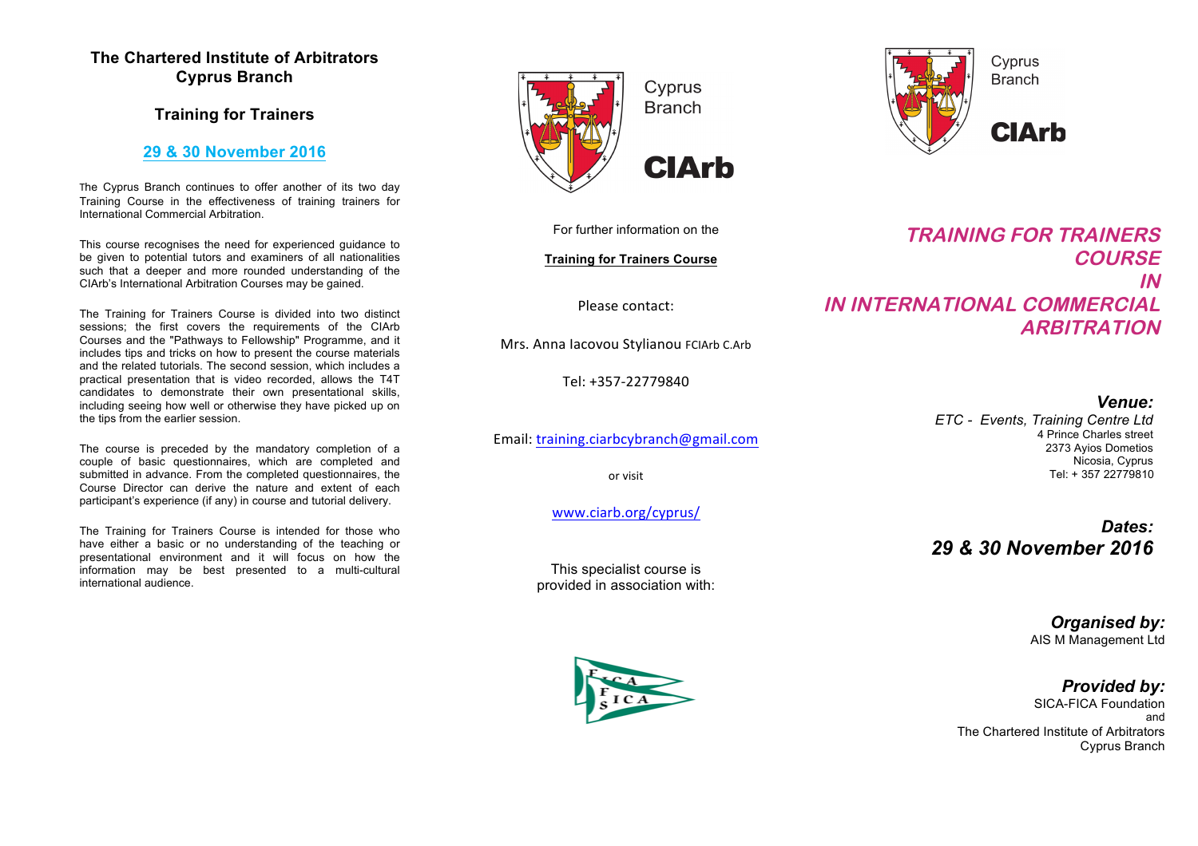## The Chartered Institute of Arbitrators Cyprus Branch

### Training for Trainers

### 29 & 30 November 2016

The Cyprus Branch continues to offer another of its two day Training Course in the effectiveness of training trainers for International Commercial Arbitration.

This course recognises the need for experienced guidance to be given to potential tutors and examiners of all nationalities such that a deeper and more rounded understanding of the CIArb's International Arbitration Courses may be gained.

The Training for Trainers Course is divided into two distinct sessions; the first covers the requirements of the CIArb Courses and the "Pathways to Fellowship" Programme, and it includes tips and tricks on how to present the course materials and the related tutorials. The second session, which includes a practical presentation that is video recorded, allows the T4T candidates to demonstrate their own presentational skills, including seeing how well or otherwise they have picked up on the tips from the earlier session.

The course is preceded by the mandatory completion of a couple of basic questionnaires, which are completed and submitted in advance. From the completed questionnaires, the Course Director can derive the nature and extent of each participant's experience (if any) in course and tutorial delivery.

The Training for Trainers Course is intended for those who have either a basic or no understanding of the teaching or presentational environment and it will focus on how the information may be best presented to a multi-cultural international audience.

Cyprus Branch

**CIArb**

For further information on the

**Training for Trainers Course**

Please contact:

Mrs. Anna Iacovou Stylianou FCIArb C.Arb

Tel: +357-22779840

Email: training.ciarbcybranch@gmail.com

or visit

www.ciarb.org/cyprus/

This specialist course is provided in association with:

SICA FICA

Cyprus Branch

**CIArb**

# *TRAINING FOR TRAINERS COURSE IN IN INTERNATIONAL COMMERCIAL ARBITRATION*

***Venue:***

*ETC - Events, Training Centre Ltd*
4 Prince Charles street
2373 Ayios Dometios
Nicosia, Cyprus
Tel: + 357 22779810

***Dates:***

***29 & 30 November 2016***

***Organised by:***
AIS M Management Ltd

***Provided by:***
SICA-FICA Foundation
and
The Chartered Institute of Arbitrators
Cyprus Branch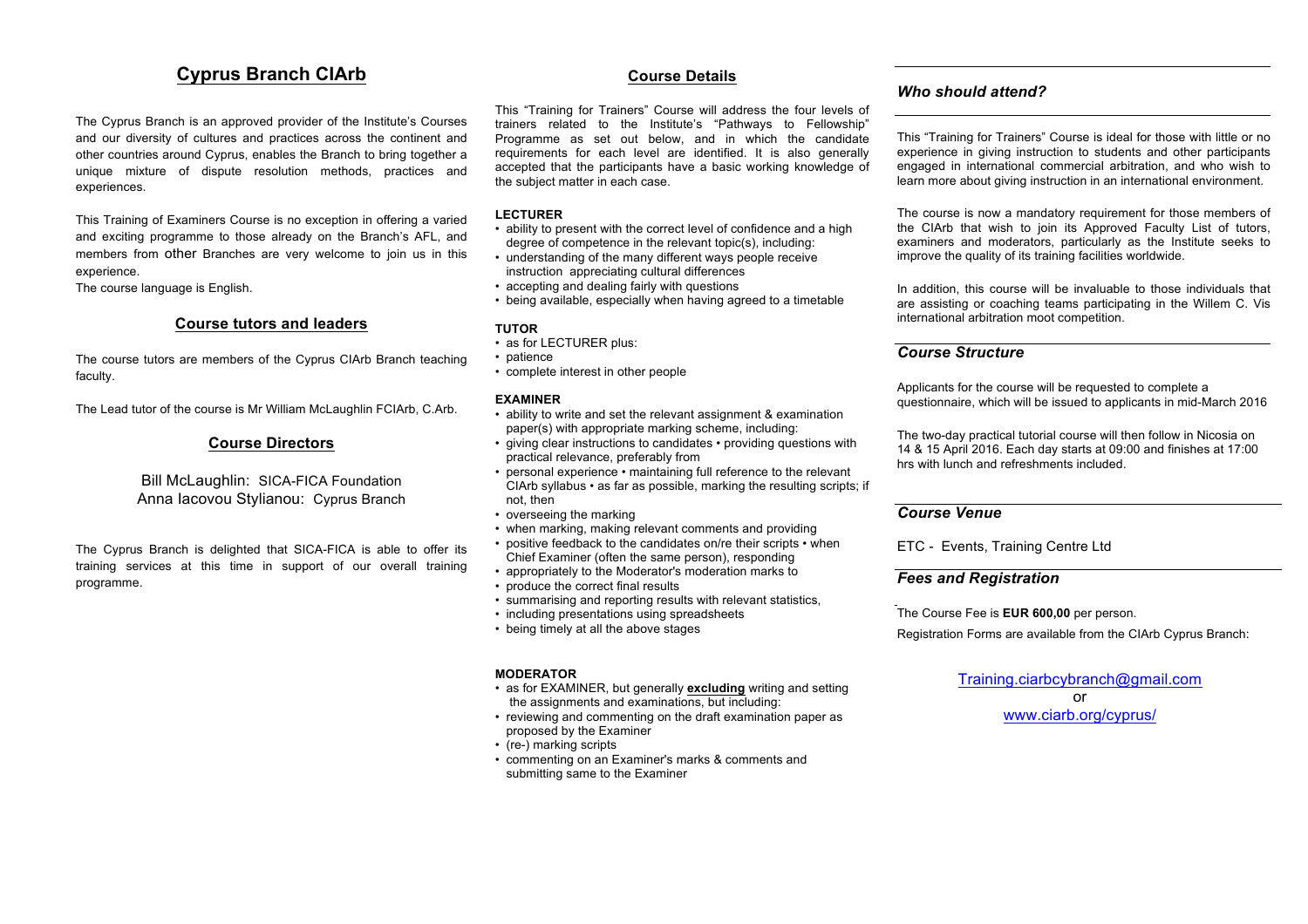## Cyprus Branch CIArb

The Cyprus Branch is an approved provider of the Institute's Courses and our diversity of cultures and practices across the continent and other countries around Cyprus, enables the Branch to bring together a unique mixture of dispute resolution methods, practices and experiences.

This Training of Examiners Course is no exception in offering a varied and exciting programme to those already on the Branch's AFL, and members from other Branches are very welcome to join us in this experience.

The course language is English.

## Course tutors and leaders

The course tutors are members of the Cyprus CIArb Branch teaching faculty.

The Lead tutor of the course is Mr William McLaughlin FCIArb, C.Arb.

## Course Directors

Bill McLaughlin: SICA-FICA Foundation
Anna Iacovou Stylianou: Cyprus Branch

The Cyprus Branch is delighted that SICA-FICA is able to offer its training services at this time in support of our overall training programme.

## Course Details

This "Training for Trainers" Course will address the four levels of trainers related to the Institute's "Pathways to Fellowship" Programme as set out below, and in which the candidate requirements for each level are identified. It is also generally accepted that the participants have a basic working knowledge of the subject matter in each case.

**LECTURER**

- ability to present with the correct level of confidence and a high degree of competence in the relevant topic(s), including:
- understanding of the many different ways people receive instruction appreciating cultural differences
- accepting and dealing fairly with questions
- being available, especially when having agreed to a timetable

**TUTOR**

- as for LECTURER plus:
- patience
- complete interest in other people

**EXAMINER**

- ability to write and set the relevant assignment & examination paper(s) with appropriate marking scheme, including:
- giving clear instructions to candidates • providing questions with practical relevance, preferably from
- personal experience • maintaining full reference to the relevant CIArb syllabus • as far as possible, marking the resulting scripts; if not, then
- overseeing the marking
- when marking, making relevant comments and providing
- positive feedback to the candidates on/re their scripts • when Chief Examiner (often the same person), responding
- appropriately to the Moderator's moderation marks to
- produce the correct final results
- summarising and reporting results with relevant statistics,
- including presentations using spreadsheets
- being timely at all the above stages

**MODERATOR**

- as for EXAMINER, but generally **excluding** writing and setting the assignments and examinations, but including:
- reviewing and commenting on the draft examination paper as proposed by the Examiner
- (re-) marking scripts
- commenting on an Examiner's marks & comments and submitting same to the Examiner

### *Who should attend?*

This "Training for Trainers" Course is ideal for those with little or no experience in giving instruction to students and other participants engaged in international commercial arbitration, and who wish to learn more about giving instruction in an international environment.

The course is now a mandatory requirement for those members of the CIArb that wish to join its Approved Faculty List of tutors, examiners and moderators, particularly as the Institute seeks to improve the quality of its training facilities worldwide.

In addition, this course will be invaluable to those individuals that are assisting or coaching teams participating in the Willem C. Vis international arbitration moot competition.

### *Course Structure*

Applicants for the course will be requested to complete a questionnaire, which will be issued to applicants in mid-March 2016

The two-day practical tutorial course will then follow in Nicosia on 14 & 15 April 2016. Each day starts at 09:00 and finishes at 17:00 hrs with lunch and refreshments included.

### *Course Venue*

ETC - Events, Training Centre Ltd

### *Fees and Registration*

The Course Fee is **EUR 600,00** per person.

Registration Forms are available from the CIArb Cyprus Branch:

Training.ciarbcybranch@gmail.com
or
www.ciarb.org/cyprus/